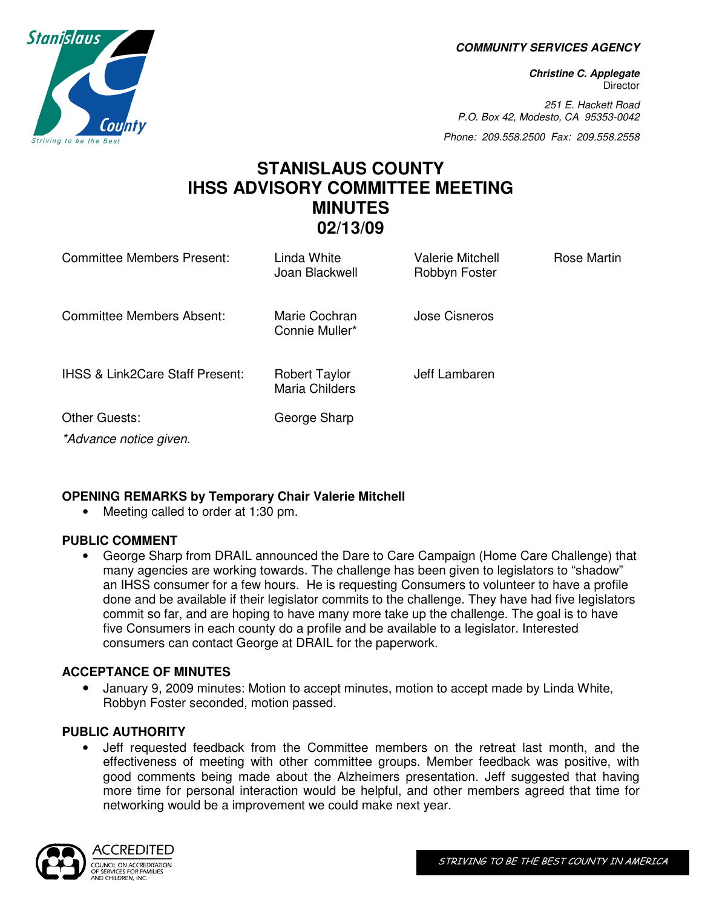**COMMUNITY SERVICES AGENCY**

**Christine C. Applegate**
Director

251 E. Hackett Road
P.O. Box 42, Modesto, CA 95353-0042

Phone: 209.558.2500 Fax: 209.558.2558

# STANISLAUS COUNTY
# IHSS ADVISORY COMMITTEE MEETING
# MINUTES
# 02/13/09

| | | | |
|---|---|---|---|
| Committee Members Present: | Linda White<br>Joan Blackwell | Valerie Mitchell<br>Robbyn Foster | Rose Martin |
| Committee Members Absent: | Marie Cochran<br>Connie Muller* | Jose Cisneros | |
| IHSS & Link2Care Staff Present: | Robert Taylor<br>Maria Childers | Jeff Lambaren | |
| Other Guests: | George Sharp | | |

*Advance notice given.*

**OPENING REMARKS by Temporary Chair Valerie Mitchell**

- Meeting called to order at 1:30 pm.

**PUBLIC COMMENT**

- George Sharp from DRAIL announced the Dare to Care Campaign (Home Care Challenge) that many agencies are working towards. The challenge has been given to legislators to "shadow" an IHSS consumer for a few hours. He is requesting Consumers to volunteer to have a profile done and be available if their legislator commits to the challenge. They have had five legislators commit so far, and are hoping to have many more take up the challenge. The goal is to have five Consumers in each county do a profile and be available to a legislator. Interested consumers can contact George at DRAIL for the paperwork.

**ACCEPTANCE OF MINUTES**

- January 9, 2009 minutes: Motion to accept minutes, motion to accept made by Linda White, Robbyn Foster seconded, motion passed.

**PUBLIC AUTHORITY**

- Jeff requested feedback from the Committee members on the retreat last month, and the effectiveness of meeting with other committee groups. Member feedback was positive, with good comments being made about the Alzheimers presentation. Jeff suggested that having more time for personal interaction would be helpful, and other members agreed that time for networking would be a improvement we could make next year.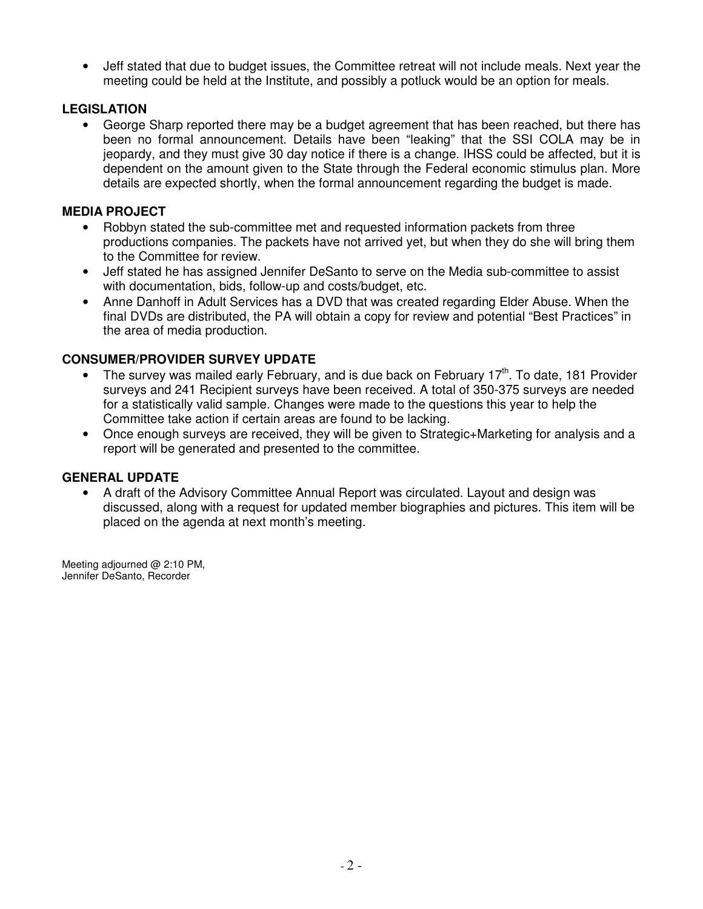- Jeff stated that due to budget issues, the Committee retreat will not include meals. Next year the meeting could be held at the Institute, and possibly a potluck would be an option for meals.

**LEGISLATION**

- George Sharp reported there may be a budget agreement that has been reached, but there has been no formal announcement. Details have been "leaking" that the SSI COLA may be in jeopardy, and they must give 30 day notice if there is a change. IHSS could be affected, but it is dependent on the amount given to the State through the Federal economic stimulus plan. More details are expected shortly, when the formal announcement regarding the budget is made.

**MEDIA PROJECT**

- Robbyn stated the sub-committee met and requested information packets from three productions companies. The packets have not arrived yet, but when they do she will bring them to the Committee for review.
- Jeff stated he has assigned Jennifer DeSanto to serve on the Media sub-committee to assist with documentation, bids, follow-up and costs/budget, etc.
- Anne Danhoff in Adult Services has a DVD that was created regarding Elder Abuse. When the final DVDs are distributed, the PA will obtain a copy for review and potential "Best Practices" in the area of media production.

**CONSUMER/PROVIDER SURVEY UPDATE**

- The survey was mailed early February, and is due back on February 17th. To date, 181 Provider surveys and 241 Recipient surveys have been received. A total of 350-375 surveys are needed for a statistically valid sample. Changes were made to the questions this year to help the Committee take action if certain areas are found to be lacking.
- Once enough surveys are received, they will be given to Strategic+Marketing for analysis and a report will be generated and presented to the committee.

**GENERAL UPDATE**

- A draft of the Advisory Committee Annual Report was circulated. Layout and design was discussed, along with a request for updated member biographies and pictures. This item will be placed on the agenda at next month's meeting.

Meeting adjourned @ 2:10 PM,
Jennifer DeSanto, Recorder